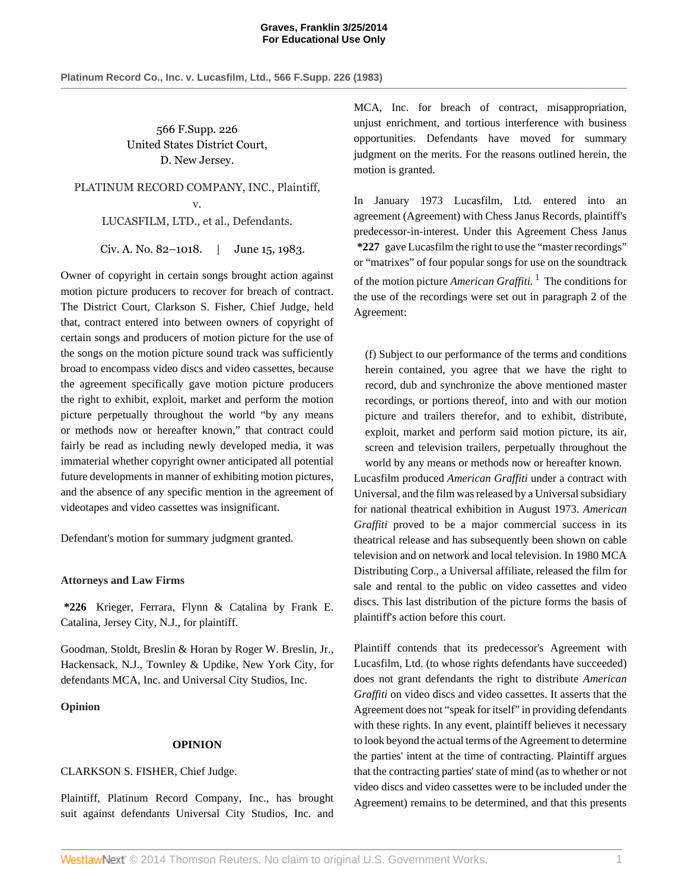566 F.Supp. 226
United States District Court,
D. New Jersey.

PLATINUM RECORD COMPANY, INC., Plaintiff,
v.
LUCASFILM, LTD., et al., Defendants.

Civ. A. No. 82–1018. | June 15, 1983.

Owner of copyright in certain songs brought action against motion picture producers to recover for breach of contract. The District Court, Clarkson S. Fisher, Chief Judge, held that, contract entered into between owners of copyright of certain songs and producers of motion picture for the use of the songs on the motion picture sound track was sufficiently broad to encompass video discs and video cassettes, because the agreement specifically gave motion picture producers the right to exhibit, exploit, market and perform the motion picture perpetually throughout the world "by any means or methods now or hereafter known," that contract could fairly be read as including newly developed media, it was immaterial whether copyright owner anticipated all potential future developments in manner of exhibiting motion pictures, and the absence of any specific mention in the agreement of videotapes and video cassettes was insignificant.

Defendant's motion for summary judgment granted.

**Attorneys and Law Firms**

**\*226** Krieger, Ferrara, Flynn & Catalina by Frank E. Catalina, Jersey City, N.J., for plaintiff.

Goodman, Stoldt, Breslin & Horan by Roger W. Breslin, Jr., Hackensack, N.J., Townley & Updike, New York City, for defendants MCA, Inc. and Universal City Studios, Inc.

**Opinion**

## OPINION

CLARKSON S. FISHER, Chief Judge.

Plaintiff, Platinum Record Company, Inc., has brought suit against defendants Universal City Studios, Inc. and MCA, Inc. for breach of contract, misappropriation, unjust enrichment, and tortious interference with business opportunities. Defendants have moved for summary judgment on the merits. For the reasons outlined herein, the motion is granted.

In January 1973 Lucasfilm, Ltd. entered into an agreement (Agreement) with Chess Janus Records, plaintiff's predecessor-in-interest. Under this Agreement Chess Janus **\*227** gave Lucasfilm the right to use the "master recordings" or "matrixes" of four popular songs for use on the soundtrack of the motion picture *American Graffiti*.[1] The conditions for the use of the recordings were set out in paragraph 2 of the Agreement:

> (f) Subject to our performance of the terms and conditions herein contained, you agree that we have the right to record, dub and synchronize the above mentioned master recordings, or portions thereof, into and with our motion picture and trailers therefor, and to exhibit, distribute, exploit, market and perform said motion picture, its air, screen and television trailers, perpetually throughout the world by any means or methods now or hereafter known.

Lucasfilm produced *American Graffiti* under a contract with Universal, and the film was released by a Universal subsidiary for national theatrical exhibition in August 1973. *American Graffiti* proved to be a major commercial success in its theatrical release and has subsequently been shown on cable television and on network and local television. In 1980 MCA Distributing Corp., a Universal affiliate, released the film for sale and rental to the public on video cassettes and video discs. This last distribution of the picture forms the basis of plaintiff's action before this court.

Plaintiff contends that its predecessor's Agreement with Lucasfilm, Ltd. (to whose rights defendants have succeeded) does not grant defendants the right to distribute *American Graffiti* on video discs and video cassettes. It asserts that the Agreement does not "speak for itself" in providing defendants with these rights. In any event, plaintiff believes it necessary to look beyond the actual terms of the Agreement to determine the parties' intent at the time of contracting. Plaintiff argues that the contracting parties' state of mind (as to whether or not video discs and video cassettes were to be included under the Agreement) remains to be determined, and that this presents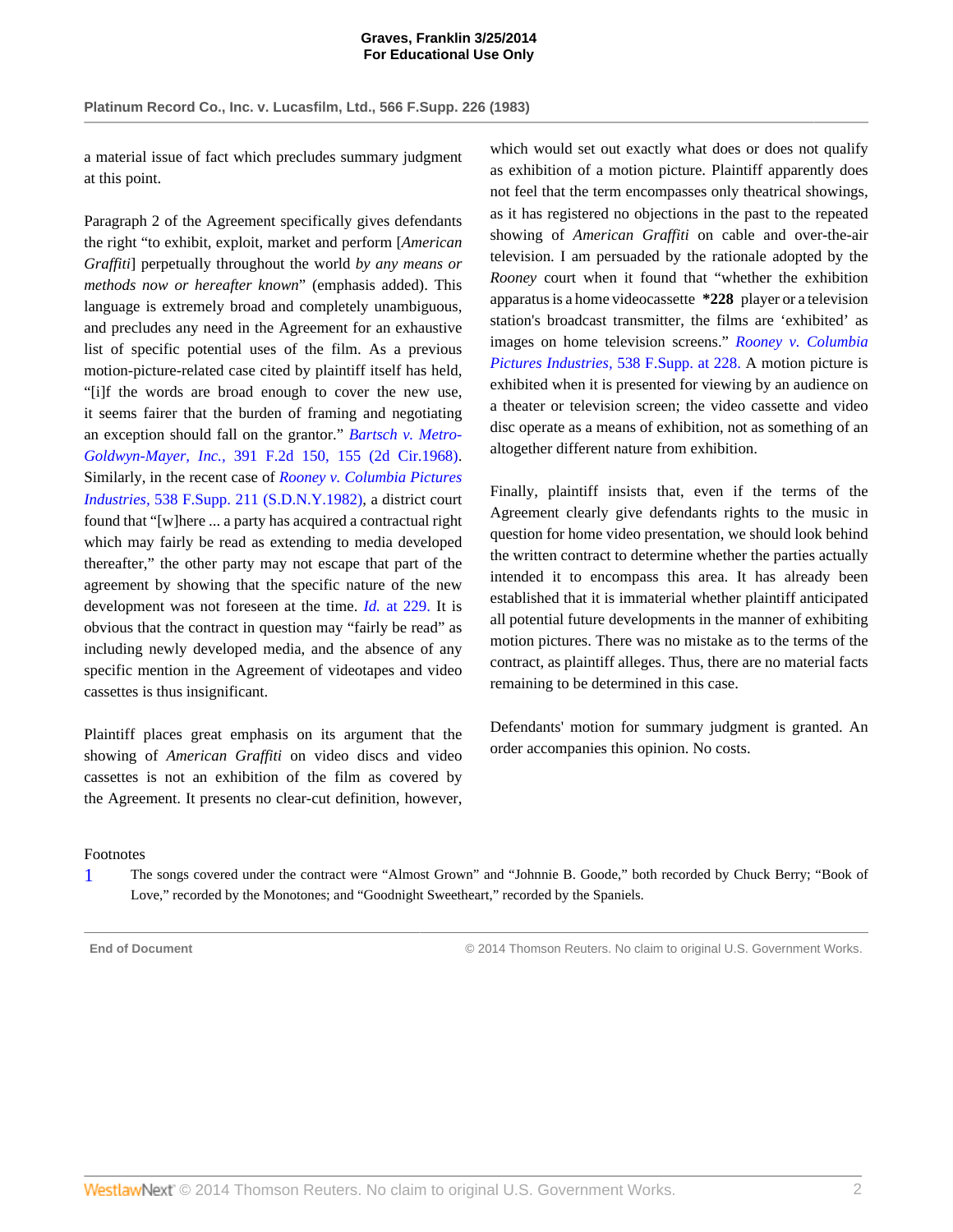a material issue of fact which precludes summary judgment at this point.

Paragraph 2 of the Agreement specifically gives defendants the right "to exhibit, exploit, market and perform [*American Graffiti*] perpetually throughout the world *by any means or methods now or hereafter known*" (emphasis added). This language is extremely broad and completely unambiguous, and precludes any need in the Agreement for an exhaustive list of specific potential uses of the film. As a previous motion-picture-related case cited by plaintiff itself has held, "[i]f the words are broad enough to cover the new use, it seems fairer that the burden of framing and negotiating an exception should fall on the grantor." *Bartsch v. Metro-Goldwyn-Mayer, Inc.,* 391 F.2d 150, 155 (2d Cir.1968). Similarly, in the recent case of *Rooney v. Columbia Pictures Industries,* 538 F.Supp. 211 (S.D.N.Y.1982), a district court found that "[w]here ... a party has acquired a contractual right which may fairly be read as extending to media developed thereafter," the other party may not escape that part of the agreement by showing that the specific nature of the new development was not foreseen at the time. *Id.* at 229. It is obvious that the contract in question may "fairly be read" as including newly developed media, and the absence of any specific mention in the Agreement of videotapes and video cassettes is thus insignificant.

Plaintiff places great emphasis on its argument that the showing of *American Graffiti* on video discs and video cassettes is not an exhibition of the film as covered by the Agreement. It presents no clear-cut definition, however, which would set out exactly what does or does not qualify as exhibition of a motion picture. Plaintiff apparently does not feel that the term encompasses only theatrical showings, as it has registered no objections in the past to the repeated showing of *American Graffiti* on cable and over-the-air television. I am persuaded by the rationale adopted by the *Rooney* court when it found that "whether the exhibition apparatus is a home videocassette **\*228** player or a television station's broadcast transmitter, the films are 'exhibited' as images on home television screens." *Rooney v. Columbia Pictures Industries,* 538 F.Supp. at 228. A motion picture is exhibited when it is presented for viewing by an audience on a theater or television screen; the video cassette and video disc operate as a means of exhibition, not as something of an altogether different nature from exhibition.

Finally, plaintiff insists that, even if the terms of the Agreement clearly give defendants rights to the music in question for home video presentation, we should look behind the written contract to determine whether the parties actually intended it to encompass this area. It has already been established that it is immaterial whether plaintiff anticipated all potential future developments in the manner of exhibiting motion pictures. There was no mistake as to the terms of the contract, as plaintiff alleges. Thus, there are no material facts remaining to be determined in this case.

Defendants' motion for summary judgment is granted. An order accompanies this opinion. No costs.

## Footnotes

1 The songs covered under the contract were "Almost Grown" and "Johnnie B. Goode," both recorded by Chuck Berry; "Book of Love," recorded by the Monotones; and "Goodnight Sweetheart," recorded by the Spaniels.

End of Document © 2014 Thomson Reuters. No claim to original U.S. Government Works.